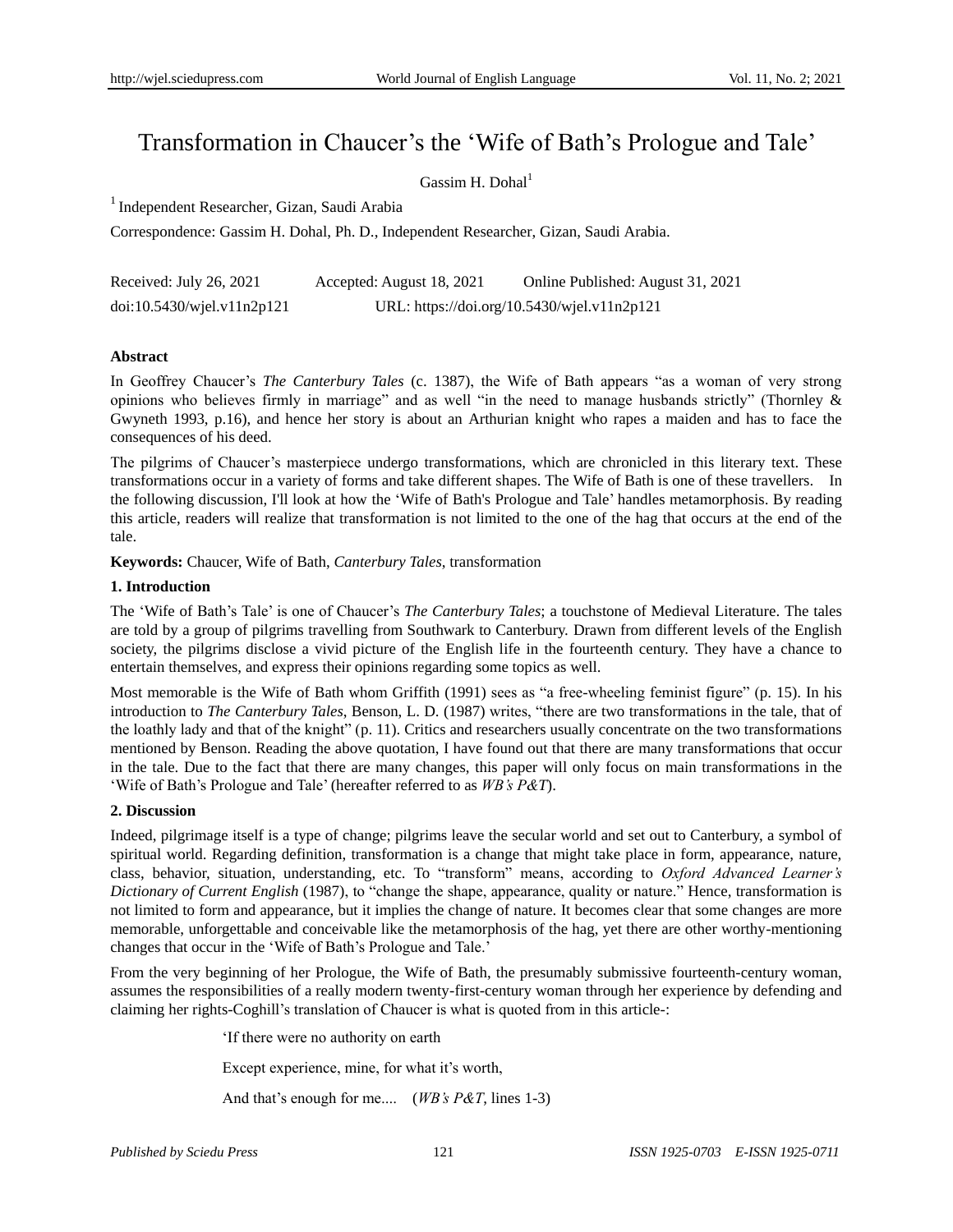# Transformation in Chaucer's the 'Wife of Bath's Prologue and Tale'

Gassim H. Dohal[1]

[1] Independent Researcher, Gizan, Saudi Arabia

Correspondence: Gassim H. Dohal, Ph. D., Independent Researcher, Gizan, Saudi Arabia.

Received: July 26, 2021 Accepted: August 18, 2021 Online Published: August 31, 2021

doi:10.5430/wjel.v11n2p121 URL: https://doi.org/10.5430/wjel.v11n2p121

**Abstract**

In Geoffrey Chaucer's *The Canterbury Tales* (c. 1387), the Wife of Bath appears "as a woman of very strong opinions who believes firmly in marriage" and as well "in the need to manage husbands strictly" (Thornley & Gwyneth 1993, p.16), and hence her story is about an Arthurian knight who rapes a maiden and has to face the consequences of his deed.

The pilgrims of Chaucer's masterpiece undergo transformations, which are chronicled in this literary text. These transformations occur in a variety of forms and take different shapes. The Wife of Bath is one of these travellers. In the following discussion, I'll look at how the 'Wife of Bath's Prologue and Tale' handles metamorphosis. By reading this article, readers will realize that transformation is not limited to the one of the hag that occurs at the end of the tale.

**Keywords:** Chaucer, Wife of Bath, *Canterbury Tales*, transformation

## 1. Introduction

The 'Wife of Bath's Tale' is one of Chaucer's *The Canterbury Tales*; a touchstone of Medieval Literature. The tales are told by a group of pilgrims travelling from Southwark to Canterbury. Drawn from different levels of the English society, the pilgrims disclose a vivid picture of the English life in the fourteenth century. They have a chance to entertain themselves, and express their opinions regarding some topics as well.

Most memorable is the Wife of Bath whom Griffith (1991) sees as "a free-wheeling feminist figure" (p. 15). In his introduction to *The Canterbury Tales*, Benson, L. D. (1987) writes, "there are two transformations in the tale, that of the loathly lady and that of the knight" (p. 11). Critics and researchers usually concentrate on the two transformations mentioned by Benson. Reading the above quotation, I have found out that there are many transformations that occur in the tale. Due to the fact that there are many changes, this paper will only focus on main transformations in the 'Wife of Bath's Prologue and Tale' (hereafter referred to as *WB's P&T*).

## 2. Discussion

Indeed, pilgrimage itself is a type of change; pilgrims leave the secular world and set out to Canterbury, a symbol of spiritual world. Regarding definition, transformation is a change that might take place in form, appearance, nature, class, behavior, situation, understanding, etc. To "transform" means, according to *Oxford Advanced Learner's Dictionary of Current English* (1987), to "change the shape, appearance, quality or nature." Hence, transformation is not limited to form and appearance, but it implies the change of nature. It becomes clear that some changes are more memorable, unforgettable and conceivable like the metamorphosis of the hag, yet there are other worthy-mentioning changes that occur in the 'Wife of Bath's Prologue and Tale.'

From the very beginning of her Prologue, the Wife of Bath, the presumably submissive fourteenth-century woman, assumes the responsibilities of a really modern twenty-first-century woman through her experience by defending and claiming her rights-Coghill's translation of Chaucer is what is quoted from in this article-:

> 'If there were no authority on earth
>
> Except experience, mine, for what it's worth,
>
> And that's enough for me.... (*WB's P&T*, lines 1-3)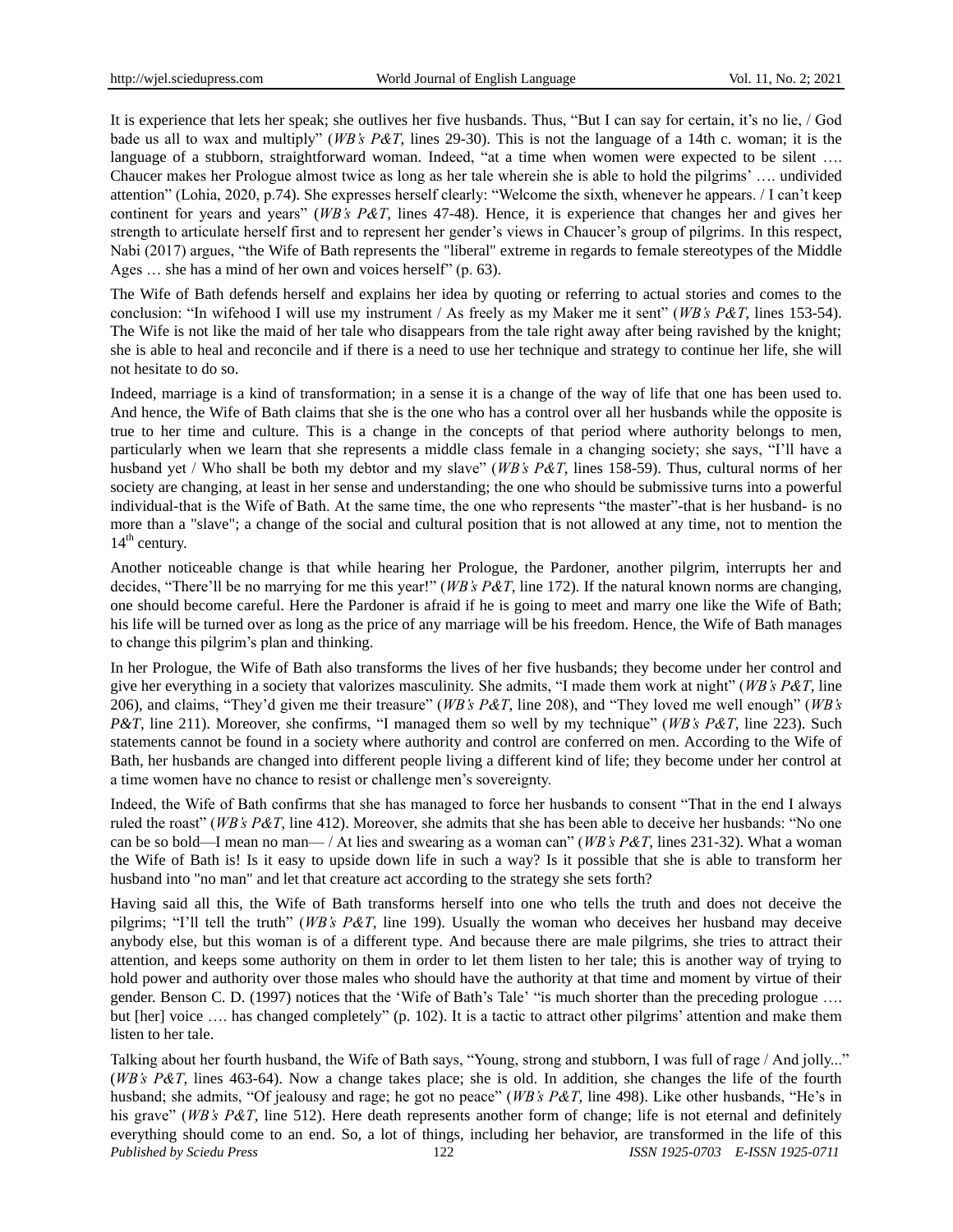It is experience that lets her speak; she outlives her five husbands. Thus, "But I can say for certain, it's no lie, / God bade us all to wax and multiply" (*WB's P&T*, lines 29-30). This is not the language of a 14th c. woman; it is the language of a stubborn, straightforward woman. Indeed, "at a time when women were expected to be silent …. Chaucer makes her Prologue almost twice as long as her tale wherein she is able to hold the pilgrims' …. undivided attention" (Lohia, 2020, p.74). She expresses herself clearly: "Welcome the sixth, whenever he appears. / I can't keep continent for years and years" (*WB's P&T*, lines 47-48). Hence, it is experience that changes her and gives her strength to articulate herself first and to represent her gender's views in Chaucer's group of pilgrims. In this respect, Nabi (2017) argues, "the Wife of Bath represents the "liberal" extreme in regards to female stereotypes of the Middle Ages … she has a mind of her own and voices herself" (p. 63).

The Wife of Bath defends herself and explains her idea by quoting or referring to actual stories and comes to the conclusion: "In wifehood I will use my instrument / As freely as my Maker me it sent" (*WB's P&T*, lines 153-54). The Wife is not like the maid of her tale who disappears from the tale right away after being ravished by the knight; she is able to heal and reconcile and if there is a need to use her technique and strategy to continue her life, she will not hesitate to do so.

Indeed, marriage is a kind of transformation; in a sense it is a change of the way of life that one has been used to. And hence, the Wife of Bath claims that she is the one who has a control over all her husbands while the opposite is true to her time and culture. This is a change in the concepts of that period where authority belongs to men, particularly when we learn that she represents a middle class female in a changing society; she says, "I'll have a husband yet / Who shall be both my debtor and my slave" (*WB's P&T*, lines 158-59). Thus, cultural norms of her society are changing, at least in her sense and understanding; the one who should be submissive turns into a powerful individual-that is the Wife of Bath. At the same time, the one who represents "the master"-that is her husband- is no more than a "slave"; a change of the social and cultural position that is not allowed at any time, not to mention the 14th century.

Another noticeable change is that while hearing her Prologue, the Pardoner, another pilgrim, interrupts her and decides, "There'll be no marrying for me this year!" (*WB's P&T*, line 172). If the natural known norms are changing, one should become careful. Here the Pardoner is afraid if he is going to meet and marry one like the Wife of Bath; his life will be turned over as long as the price of any marriage will be his freedom. Hence, the Wife of Bath manages to change this pilgrim's plan and thinking.

In her Prologue, the Wife of Bath also transforms the lives of her five husbands; they become under her control and give her everything in a society that valorizes masculinity. She admits, "I made them work at night" (*WB's P&T*, line 206), and claims, "They'd given me their treasure" (*WB's P&T*, line 208), and "They loved me well enough" (*WB's P&T*, line 211). Moreover, she confirms, "I managed them so well by my technique" (*WB's P&T*, line 223). Such statements cannot be found in a society where authority and control are conferred on men. According to the Wife of Bath, her husbands are changed into different people living a different kind of life; they become under her control at a time women have no chance to resist or challenge men's sovereignty.

Indeed, the Wife of Bath confirms that she has managed to force her husbands to consent "That in the end I always ruled the roast" (*WB's P&T*, line 412). Moreover, she admits that she has been able to deceive her husbands: "No one can be so bold—I mean no man— / At lies and swearing as a woman can" (*WB's P&T*, lines 231-32). What a woman the Wife of Bath is! Is it easy to upside down life in such a way? Is it possible that she is able to transform her husband into "no man" and let that creature act according to the strategy she sets forth?

Having said all this, the Wife of Bath transforms herself into one who tells the truth and does not deceive the pilgrims; "I'll tell the truth" (*WB's P&T*, line 199). Usually the woman who deceives her husband may deceive anybody else, but this woman is of a different type. And because there are male pilgrims, she tries to attract their attention, and keeps some authority on them in order to let them listen to her tale; this is another way of trying to hold power and authority over those males who should have the authority at that time and moment by virtue of their gender. Benson C. D. (1997) notices that the 'Wife of Bath's Tale' "is much shorter than the preceding prologue …. but [her] voice …. has changed completely" (p. 102). It is a tactic to attract other pilgrims' attention and make them listen to her tale.

Talking about her fourth husband, the Wife of Bath says, "Young, strong and stubborn, I was full of rage / And jolly..." (*WB's P&T*, lines 463-64). Now a change takes place; she is old. In addition, she changes the life of the fourth husband; she admits, "Of jealousy and rage; he got no peace" (*WB's P&T*, line 498). Like other husbands, "He's in his grave" (*WB's P&T*, line 512). Here death represents another form of change; life is not eternal and definitely everything should come to an end. So, a lot of things, including her behavior, are transformed in the life of this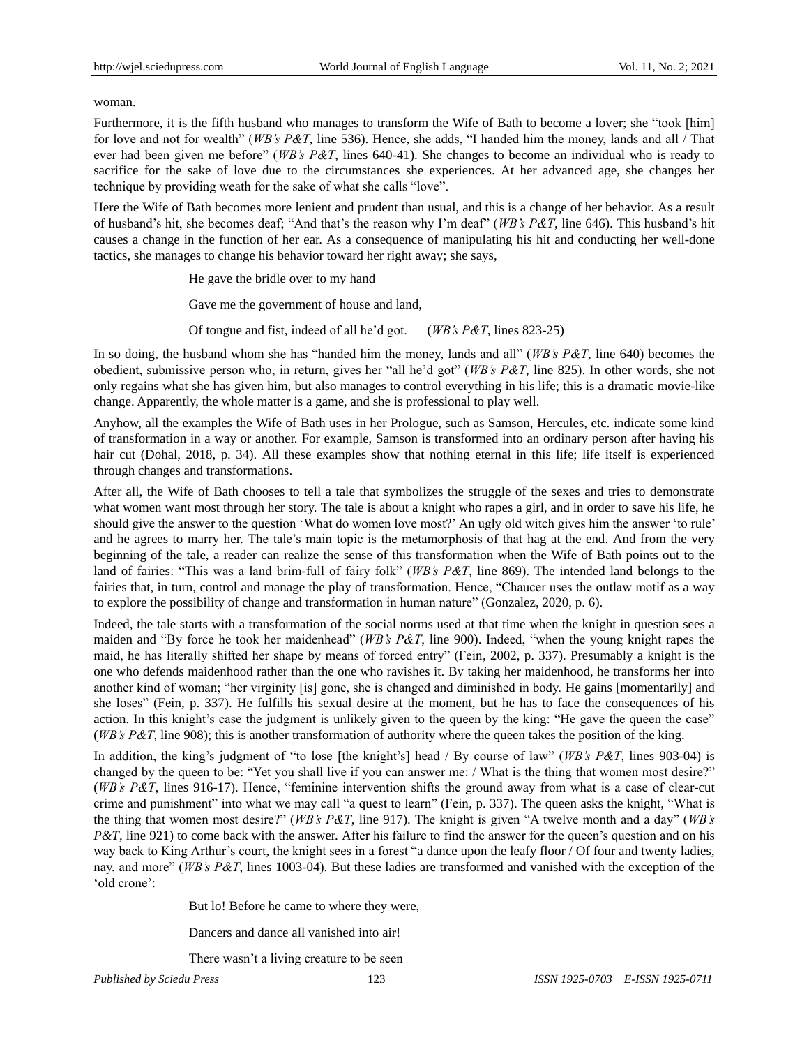woman.

Furthermore, it is the fifth husband who manages to transform the Wife of Bath to become a lover; she "took [him] for love and not for wealth" (*WB's P&T*, line 536). Hence, she adds, "I handed him the money, lands and all / That ever had been given me before" (*WB's P&T*, lines 640-41). She changes to become an individual who is ready to sacrifice for the sake of love due to the circumstances she experiences. At her advanced age, she changes her technique by providing weath for the sake of what she calls "love".

Here the Wife of Bath becomes more lenient and prudent than usual, and this is a change of her behavior. As a result of husband's hit, she becomes deaf; "And that's the reason why I'm deaf" (*WB's P&T*, line 646). This husband's hit causes a change in the function of her ear. As a consequence of manipulating his hit and conducting her well-done tactics, she manages to change his behavior toward her right away; she says,

> He gave the bridle over to my hand
>
> Gave me the government of house and land,
>
> Of tongue and fist, indeed of all he'd got. (*WB's P&T*, lines 823-25)

In so doing, the husband whom she has "handed him the money, lands and all" (*WB's P&T*, line 640) becomes the obedient, submissive person who, in return, gives her "all he'd got" (*WB's P&T*, line 825). In other words, she not only regains what she has given him, but also manages to control everything in his life; this is a dramatic movie-like change. Apparently, the whole matter is a game, and she is professional to play well.

Anyhow, all the examples the Wife of Bath uses in her Prologue, such as Samson, Hercules, etc. indicate some kind of transformation in a way or another. For example, Samson is transformed into an ordinary person after having his hair cut (Dohal, 2018, p. 34). All these examples show that nothing eternal in this life; life itself is experienced through changes and transformations.

After all, the Wife of Bath chooses to tell a tale that symbolizes the struggle of the sexes and tries to demonstrate what women want most through her story. The tale is about a knight who rapes a girl, and in order to save his life, he should give the answer to the question 'What do women love most?' An ugly old witch gives him the answer 'to rule' and he agrees to marry her. The tale's main topic is the metamorphosis of that hag at the end. And from the very beginning of the tale, a reader can realize the sense of this transformation when the Wife of Bath points out to the land of fairies: "This was a land brim-full of fairy folk" (*WB's P&T*, line 869). The intended land belongs to the fairies that, in turn, control and manage the play of transformation. Hence, "Chaucer uses the outlaw motif as a way to explore the possibility of change and transformation in human nature" (Gonzalez, 2020, p. 6).

Indeed, the tale starts with a transformation of the social norms used at that time when the knight in question sees a maiden and "By force he took her maidenhead" (*WB's P&T*, line 900). Indeed, "when the young knight rapes the maid, he has literally shifted her shape by means of forced entry" (Fein, 2002, p. 337). Presumably a knight is the one who defends maidenhood rather than the one who ravishes it. By taking her maidenhood, he transforms her into another kind of woman; "her virginity [is] gone, she is changed and diminished in body. He gains [momentarily] and she loses" (Fein, p. 337). He fulfills his sexual desire at the moment, but he has to face the consequences of his action. In this knight's case the judgment is unlikely given to the queen by the king: "He gave the queen the case" (*WB's P&T*, line 908); this is another transformation of authority where the queen takes the position of the king.

In addition, the king's judgment of "to lose [the knight's] head / By course of law" (*WB's P&T*, lines 903-04) is changed by the queen to be: "Yet you shall live if you can answer me: / What is the thing that women most desire?" (*WB's P&T*, lines 916-17). Hence, "feminine intervention shifts the ground away from what is a case of clear-cut crime and punishment" into what we may call "a quest to learn" (Fein, p. 337). The queen asks the knight, "What is the thing that women most desire?" (*WB's P&T*, line 917). The knight is given "A twelve month and a day" (*WB's P&T*, line 921) to come back with the answer. After his failure to find the answer for the queen's question and on his way back to King Arthur's court, the knight sees in a forest "a dance upon the leafy floor / Of four and twenty ladies, nay, and more" (*WB's P&T*, lines 1003-04). But these ladies are transformed and vanished with the exception of the 'old crone':

> But lo! Before he came to where they were,
>
> Dancers and dance all vanished into air!
>
> There wasn't a living creature to be seen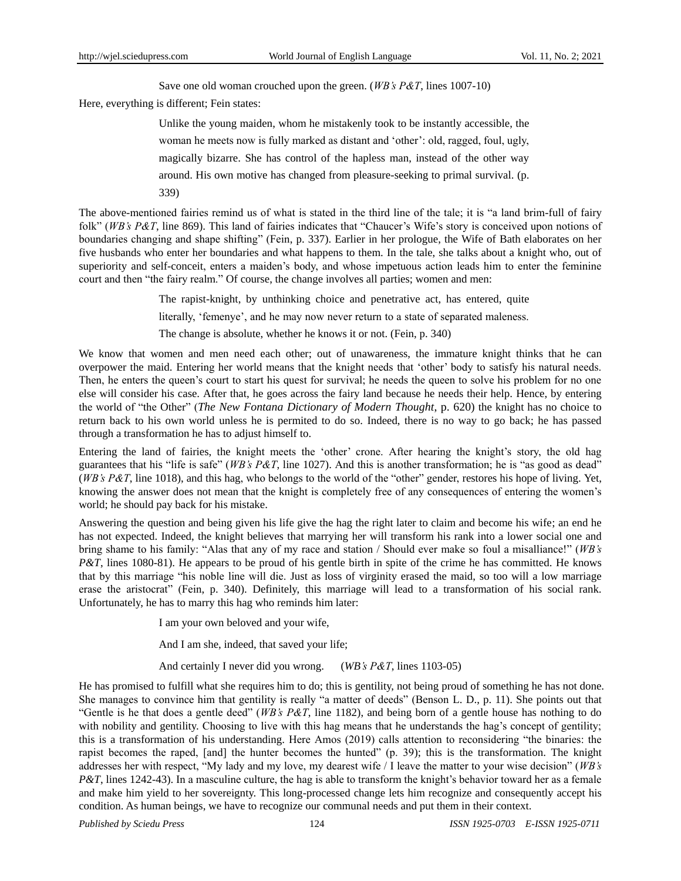Save one old woman crouched upon the green. (*WB's P&T*, lines 1007-10)

Here, everything is different; Fein states:

> Unlike the young maiden, whom he mistakenly took to be instantly accessible, the woman he meets now is fully marked as distant and 'other': old, ragged, foul, ugly, magically bizarre. She has control of the hapless man, instead of the other way around. His own motive has changed from pleasure-seeking to primal survival. (p. 339)

The above-mentioned fairies remind us of what is stated in the third line of the tale; it is "a land brim-full of fairy folk" (*WB's P&T*, line 869). This land of fairies indicates that "Chaucer's Wife's story is conceived upon notions of boundaries changing and shape shifting" (Fein, p. 337). Earlier in her prologue, the Wife of Bath elaborates on her five husbands who enter her boundaries and what happens to them. In the tale, she talks about a knight who, out of superiority and self-conceit, enters a maiden's body, and whose impetuous action leads him to enter the feminine court and then "the fairy realm." Of course, the change involves all parties; women and men:

> The rapist-knight, by unthinking choice and penetrative act, has entered, quite literally, 'femenye', and he may now never return to a state of separated maleness. The change is absolute, whether he knows it or not. (Fein, p. 340)

We know that women and men need each other; out of unawareness, the immature knight thinks that he can overpower the maid. Entering her world means that the knight needs that 'other' body to satisfy his natural needs. Then, he enters the queen's court to start his quest for survival; he needs the queen to solve his problem for no one else will consider his case. After that, he goes across the fairy land because he needs their help. Hence, by entering the world of "the Other" (*The New Fontana Dictionary of Modern Thought*, p. 620) the knight has no choice to return back to his own world unless he is permited to do so. Indeed, there is no way to go back; he has passed through a transformation he has to adjust himself to.

Entering the land of fairies, the knight meets the 'other' crone. After hearing the knight's story, the old hag guarantees that his "life is safe" (*WB's P&T*, line 1027). And this is another transformation; he is "as good as dead" (*WB's P&T*, line 1018), and this hag, who belongs to the world of the "other" gender, restores his hope of living. Yet, knowing the answer does not mean that the knight is completely free of any consequences of entering the women's world; he should pay back for his mistake.

Answering the question and being given his life give the hag the right later to claim and become his wife; an end he has not expected. Indeed, the knight believes that marrying her will transform his rank into a lower social one and bring shame to his family: "Alas that any of my race and station / Should ever make so foul a misalliance!" (*WB's P&T*, lines 1080-81). He appears to be proud of his gentle birth in spite of the crime he has committed. He knows that by this marriage "his noble line will die. Just as loss of virginity erased the maid, so too will a low marriage erase the aristocrat" (Fein, p. 340). Definitely, this marriage will lead to a transformation of his social rank. Unfortunately, he has to marry this hag who reminds him later:

> I am your own beloved and your wife,
>
> And I am she, indeed, that saved your life;
>
> And certainly I never did you wrong. (*WB's P&T*, lines 1103-05)

He has promised to fulfill what she requires him to do; this is gentility, not being proud of something he has not done. She manages to convince him that gentility is really "a matter of deeds" (Benson L. D., p. 11). She points out that "Gentle is he that does a gentle deed" (*WB's P&T*, line 1182), and being born of a gentle house has nothing to do with nobility and gentility. Choosing to live with this hag means that he understands the hag's concept of gentility; this is a transformation of his understanding. Here Amos (2019) calls attention to reconsidering "the binaries: the rapist becomes the raped, [and] the hunter becomes the hunted" (p. 39); this is the transformation. The knight addresses her with respect, "My lady and my love, my dearest wife / I leave the matter to your wise decision" (*WB's P&T*, lines 1242-43). In a masculine culture, the hag is able to transform the knight's behavior toward her as a female and make him yield to her sovereignty. This long-processed change lets him recognize and consequently accept his condition. As human beings, we have to recognize our communal needs and put them in their context.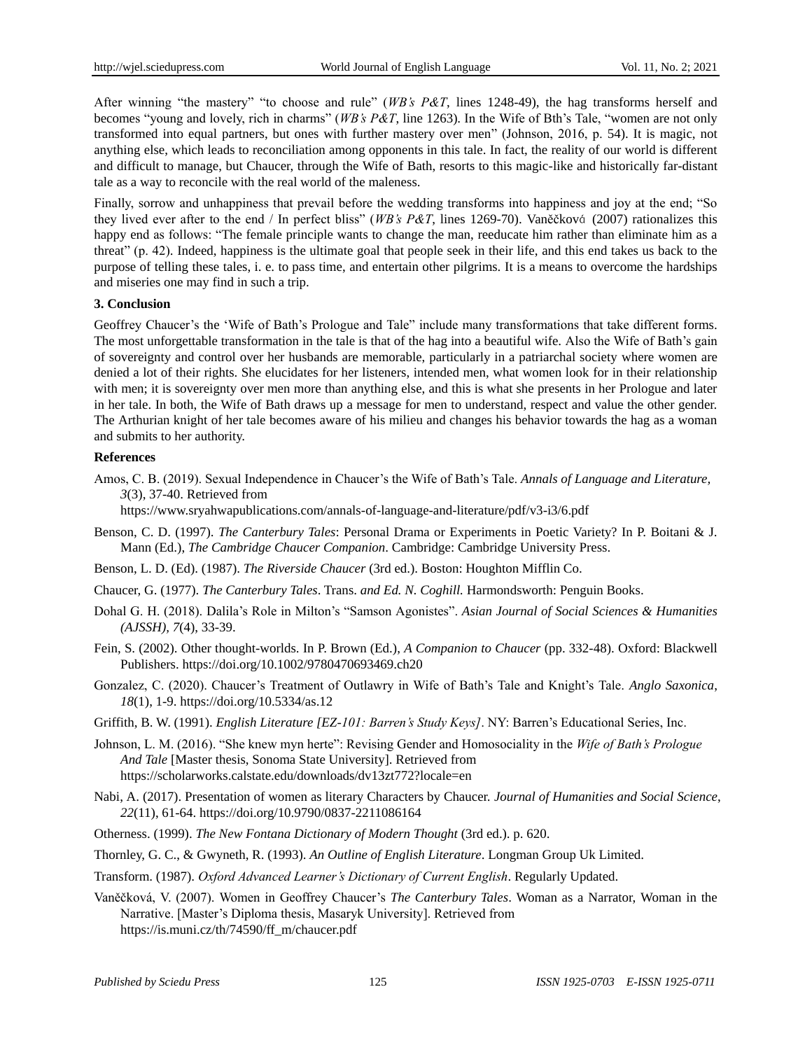After winning "the mastery" "to choose and rule" (*WB's P&T*, lines 1248-49), the hag transforms herself and becomes "young and lovely, rich in charms" (*WB's P&T*, line 1263). In the Wife of Bth's Tale, "women are not only transformed into equal partners, but ones with further mastery over men" (Johnson, 2016, p. 54). It is magic, not anything else, which leads to reconciliation among opponents in this tale. In fact, the reality of our world is different and difficult to manage, but Chaucer, through the Wife of Bath, resorts to this magic-like and historically far-distant tale as a way to reconcile with the real world of the maleness.

Finally, sorrow and unhappiness that prevail before the wedding transforms into happiness and joy at the end; "So they lived ever after to the end / In perfect bliss" (*WB's P&T*, lines 1269-70). Vaněčková (2007) rationalizes this happy end as follows: "The female principle wants to change the man, reeducate him rather than eliminate him as a threat" (p. 42). Indeed, happiness is the ultimate goal that people seek in their life, and this end takes us back to the purpose of telling these tales, i. e. to pass time, and entertain other pilgrims. It is a means to overcome the hardships and miseries one may find in such a trip.

## 3. Conclusion

Geoffrey Chaucer's the 'Wife of Bath's Prologue and Tale" include many transformations that take different forms. The most unforgettable transformation in the tale is that of the hag into a beautiful wife. Also the Wife of Bath's gain of sovereignty and control over her husbands are memorable, particularly in a patriarchal society where women are denied a lot of their rights. She elucidates for her listeners, intended men, what women look for in their relationship with men; it is sovereignty over men more than anything else, and this is what she presents in her Prologue and later in her tale. In both, the Wife of Bath draws up a message for men to understand, respect and value the other gender. The Arthurian knight of her tale becomes aware of his milieu and changes his behavior towards the hag as a woman and submits to her authority.

## References

Amos, C. B. (2019). Sexual Independence in Chaucer's the Wife of Bath's Tale. *Annals of Language and Literature, 3*(3), 37-40. Retrieved from https://www.sryahwapublications.com/annals-of-language-and-literature/pdf/v3-i3/6.pdf

Benson, C. D. (1997). *The Canterbury Tales*: Personal Drama or Experiments in Poetic Variety? In P. Boitani & J. Mann (Ed.), *The Cambridge Chaucer Companion*. Cambridge: Cambridge University Press.

Benson, L. D. (Ed). (1987). *The Riverside Chaucer* (3rd ed.). Boston: Houghton Mifflin Co.

Chaucer, G. (1977). *The Canterbury Tales*. Trans. *and Ed. N. Coghill.* Harmondsworth: Penguin Books.

Dohal G. H. (2018). Dalila's Role in Milton's "Samson Agonistes". *Asian Journal of Social Sciences & Humanities (AJSSH), 7*(4), 33-39.

Fein, S. (2002). Other thought-worlds. In P. Brown (Ed.), *A Companion to Chaucer* (pp. 332-48). Oxford: Blackwell Publishers. https://doi.org/10.1002/9780470693469.ch20

Gonzalez, C. (2020). Chaucer's Treatment of Outlawry in Wife of Bath's Tale and Knight's Tale. *Anglo Saxonica, 18*(1), 1-9. https://doi.org/10.5334/as.12

Griffith, B. W. (1991). *English Literature [EZ-101: Barren's Study Keys]*. NY: Barren's Educational Series, Inc.

Johnson, L. M. (2016). "She knew myn herte": Revising Gender and Homosociality in the *Wife of Bath's Prologue And Tale* [Master thesis, Sonoma State University]. Retrieved from https://scholarworks.calstate.edu/downloads/dv13zt772?locale=en

Nabi, A. (2017). Presentation of women as literary Characters by Chaucer. *Journal of Humanities and Social Science, 22*(11), 61-64. https://doi.org/10.9790/0837-2211086164

Otherness. (1999). *The New Fontana Dictionary of Modern Thought* (3rd ed.). p. 620.

Thornley, G. C., & Gwyneth, R. (1993). *An Outline of English Literature*. Longman Group Uk Limited.

Transform. (1987). *Oxford Advanced Learner's Dictionary of Current English*. Regularly Updated.

Vaněčková, V. (2007). Women in Geoffrey Chaucer's *The Canterbury Tales*. Woman as a Narrator, Woman in the Narrative. [Master's Diploma thesis, Masaryk University]. Retrieved from https://is.muni.cz/th/74590/ff_m/chaucer.pdf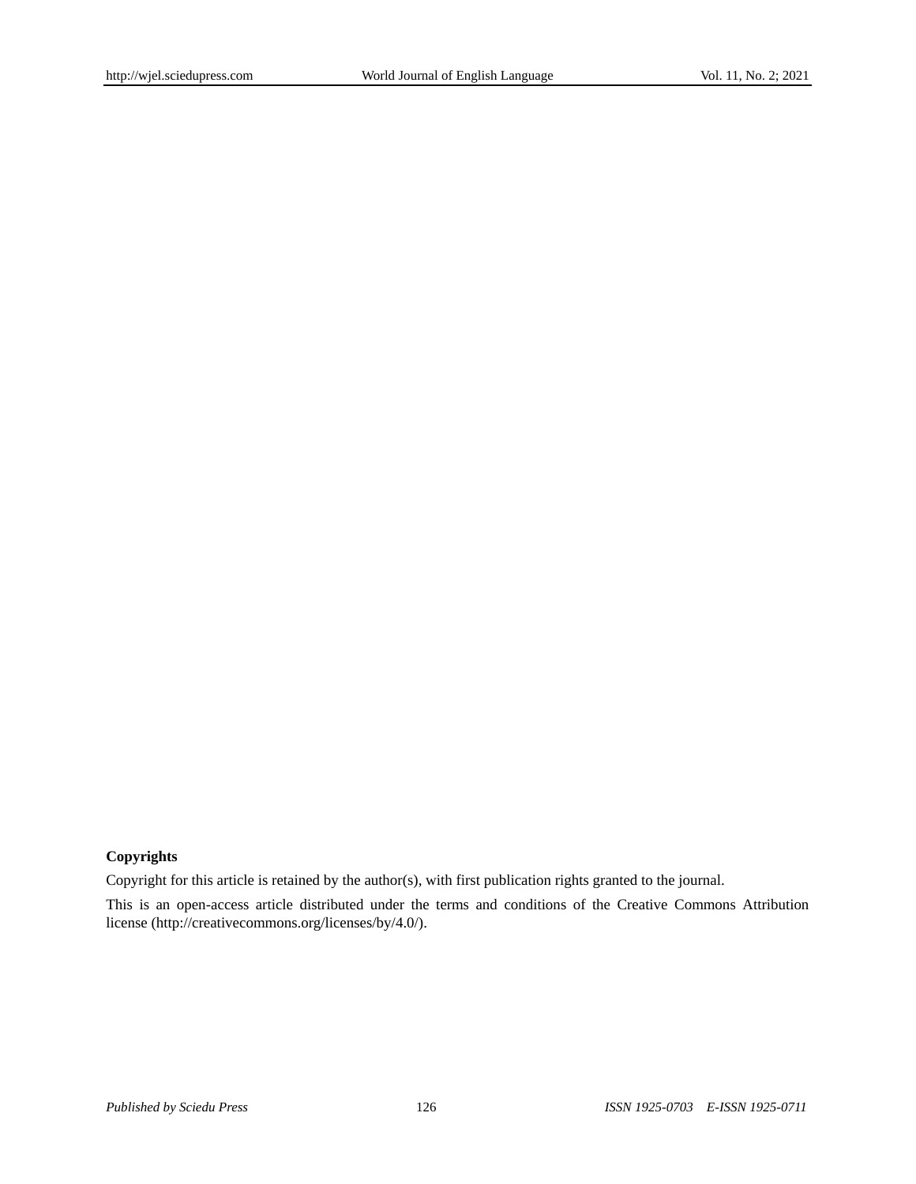**Copyrights**

Copyright for this article is retained by the author(s), with first publication rights granted to the journal.

This is an open-access article distributed under the terms and conditions of the Creative Commons Attribution license (http://creativecommons.org/licenses/by/4.0/).